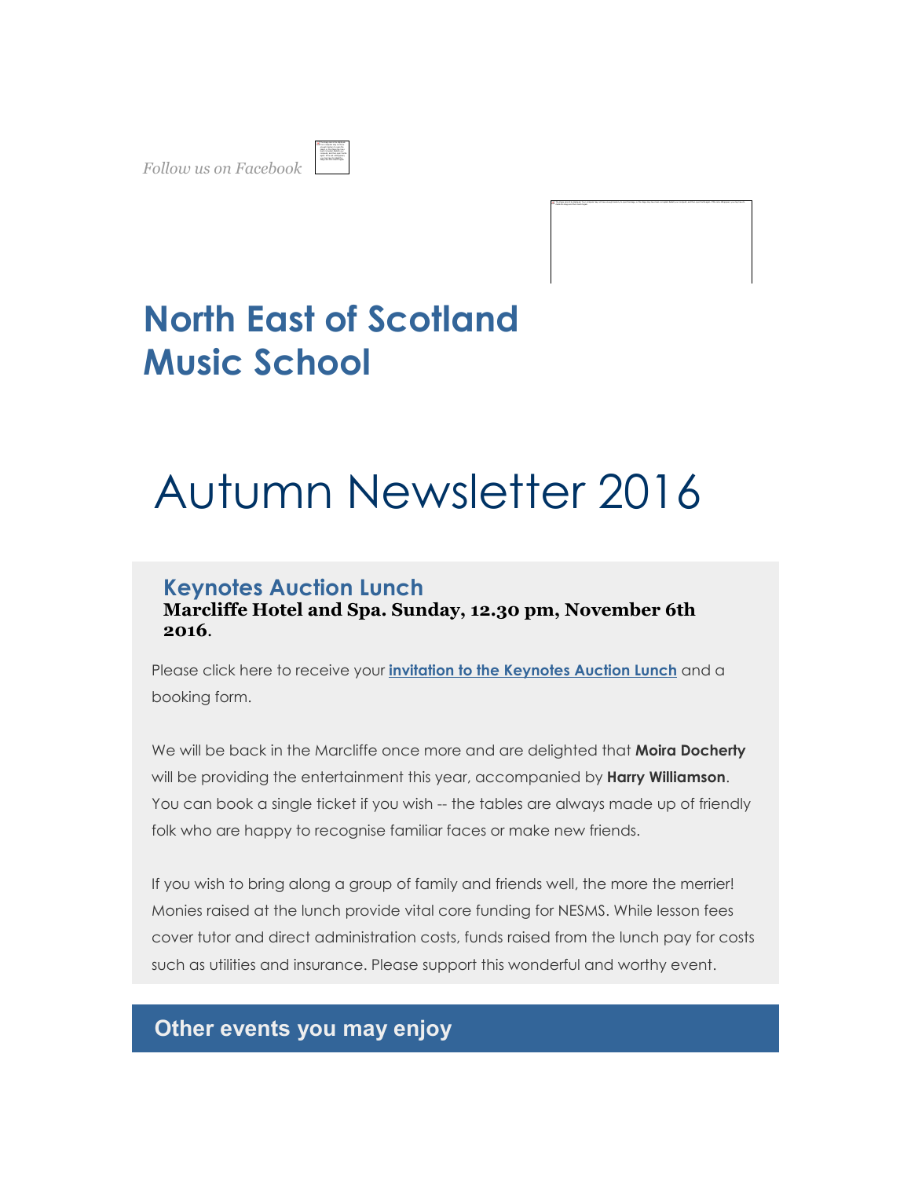*Follow us on Facebook*

# North East of Scotland Music School

# Autumn Newsletter 2016

## Keynotes Auction Lunch

**Marcliffe Hotel and Spa. Sunday, 12.30 pm, November 6th 2016**.

Please click here to receive your **invitation to the Keynotes Auction Lunch** and a booking form.

We will be back in the Marcliffe once more and are delighted that **Moira Docherty** will be providing the entertainment this year, accompanied by **Harry Williamson**. You can book a single ticket if you wish -- the tables are always made up of friendly folk who are happy to recognise familiar faces or make new friends.

If you wish to bring along a group of family and friends well, the more the merrier! Monies raised at the lunch provide vital core funding for NESMS. While lesson fees cover tutor and direct administration costs, funds raised from the lunch pay for costs such as utilities and insurance. Please support this wonderful and worthy event.

## Other events you may enjoy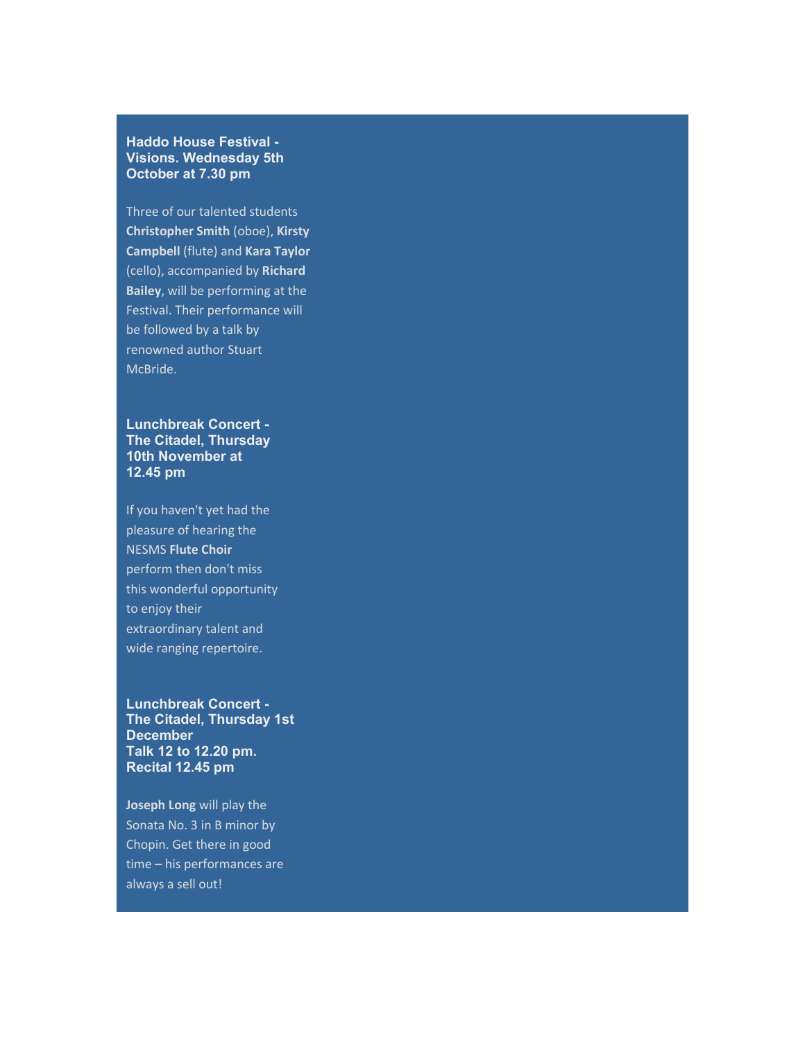### Haddo House Festival - Visions. Wednesday 5th October at 7.30 pm

Three of our talented students **Christopher Smith** (oboe), **Kirsty Campbell** (flute) and **Kara Taylor** (cello), accompanied by **Richard Bailey**, will be performing at the Festival. Their performance will be followed by a talk by renowned author Stuart McBride.

### Lunchbreak Concert - The Citadel, Thursday 10th November at 12.45 pm

If you haven't yet had the pleasure of hearing the NESMS **Flute Choir** perform then don't miss this wonderful opportunity to enjoy their extraordinary talent and wide ranging repertoire.

### Lunchbreak Concert - The Citadel, Thursday 1st December
### Talk 12 to 12.20 pm.
### Recital 12.45 pm

**Joseph Long** will play the Sonata No. 3 in B minor by Chopin. Get there in good time – his performances are always a sell out!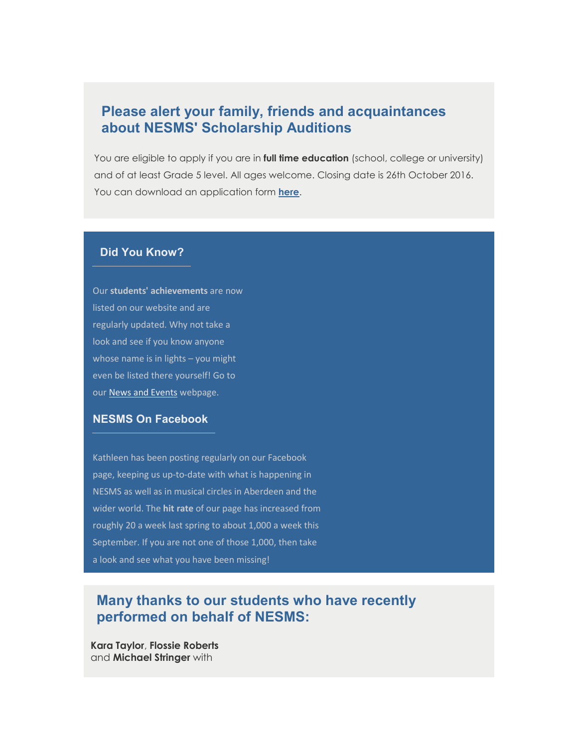## Please alert your family, friends and acquaintances about NESMS' Scholarship Auditions

You are eligible to apply if you are in **full time education** (school, college or university) and of at least Grade 5 level. All ages welcome. Closing date is 26th October 2016. You can download an application form **here**.

### Did You Know?

Our **students' achievements** are now listed on our website and are regularly updated. Why not take a look and see if you know anyone whose name is in lights – you might even be listed there yourself! Go to our News and Events webpage.

### NESMS On Facebook

Kathleen has been posting regularly on our Facebook page, keeping us up-to-date with what is happening in NESMS as well as in musical circles in Aberdeen and the wider world. The **hit rate** of our page has increased from roughly 20 a week last spring to about 1,000 a week this September. If you are not one of those 1,000, then take a look and see what you have been missing!

## Many thanks to our students who have recently performed on behalf of NESMS:

**Kara Taylor**, **Flossie Roberts** and **Michael Stringer** with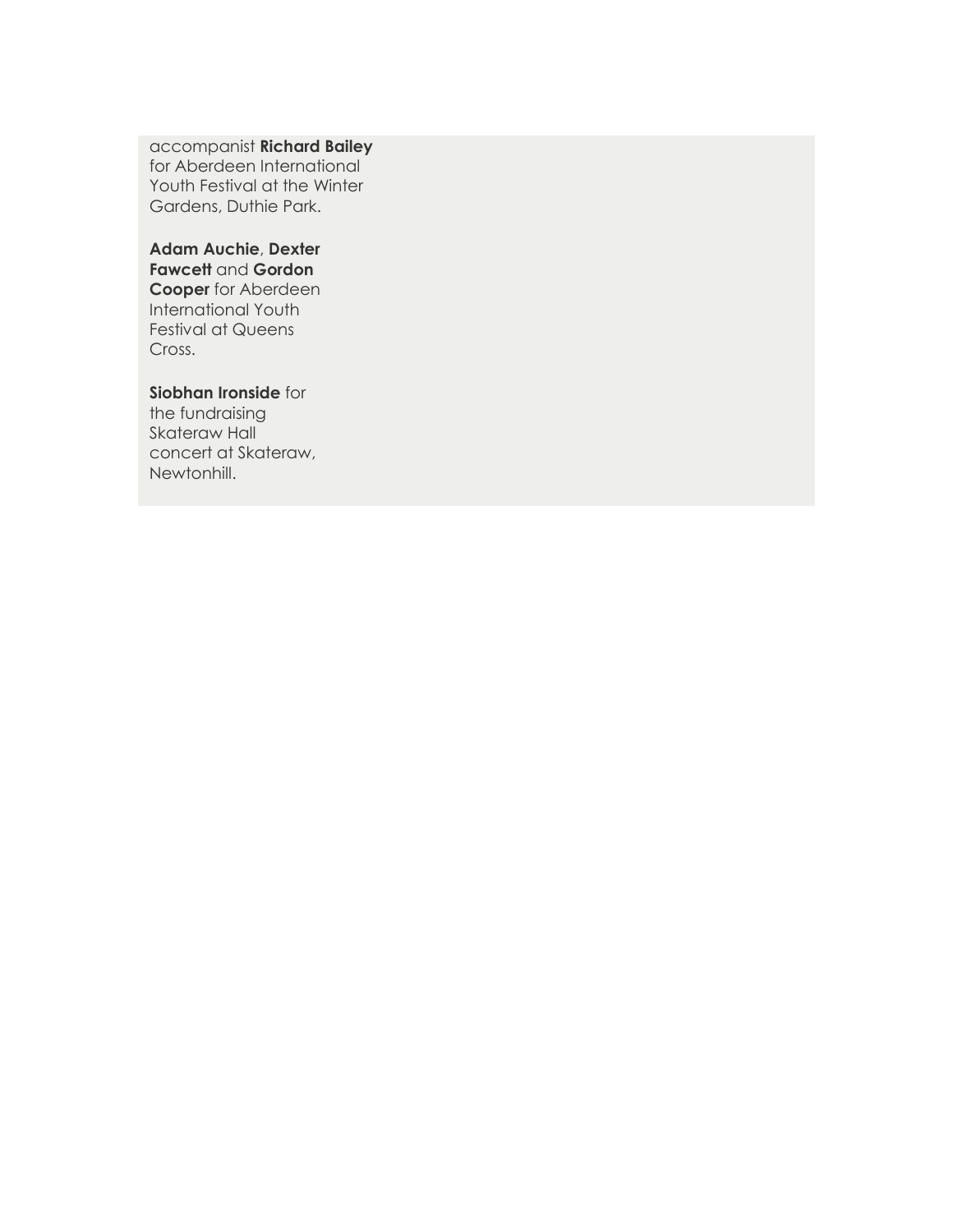accompanist **Richard Bailey** for Aberdeen International Youth Festival at the Winter Gardens, Duthie Park.

**Adam Auchie**, **Dexter Fawcett** and **Gordon Cooper** for Aberdeen International Youth Festival at Queens Cross.

**Siobhan Ironside** for the fundraising Skateraw Hall concert at Skateraw, Newtonhill.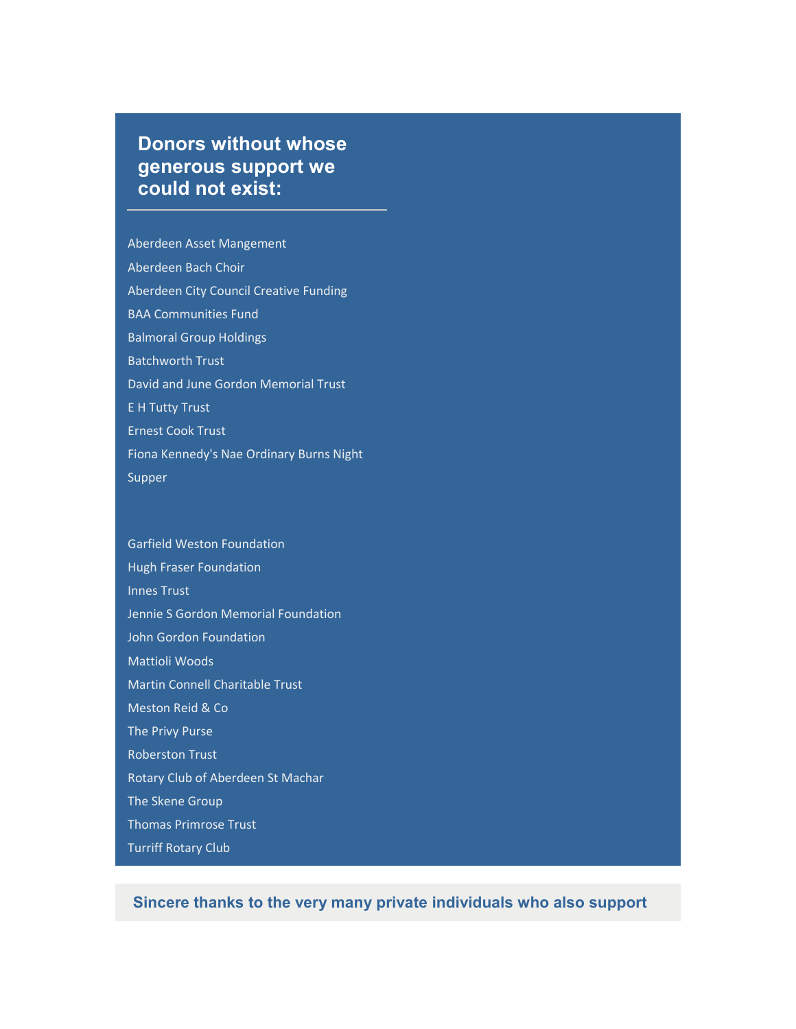## Donors without whose generous support we could not exist:

Aberdeen Asset Mangement

Aberdeen Bach Choir

Aberdeen City Council Creative Funding

BAA Communities Fund

Balmoral Group Holdings

Batchworth Trust

David and June Gordon Memorial Trust

E H Tutty Trust

Ernest Cook Trust

Fiona Kennedy's Nae Ordinary Burns Night Supper

Garfield Weston Foundation

Hugh Fraser Foundation

Innes Trust

Jennie S Gordon Memorial Foundation

John Gordon Foundation

Mattioli Woods

Martin Connell Charitable Trust

Meston Reid & Co

The Privy Purse

Roberston Trust

Rotary Club of Aberdeen St Machar

The Skene Group

Thomas Primrose Trust

Turriff Rotary Club

**Sincere thanks to the very many private individuals who also support**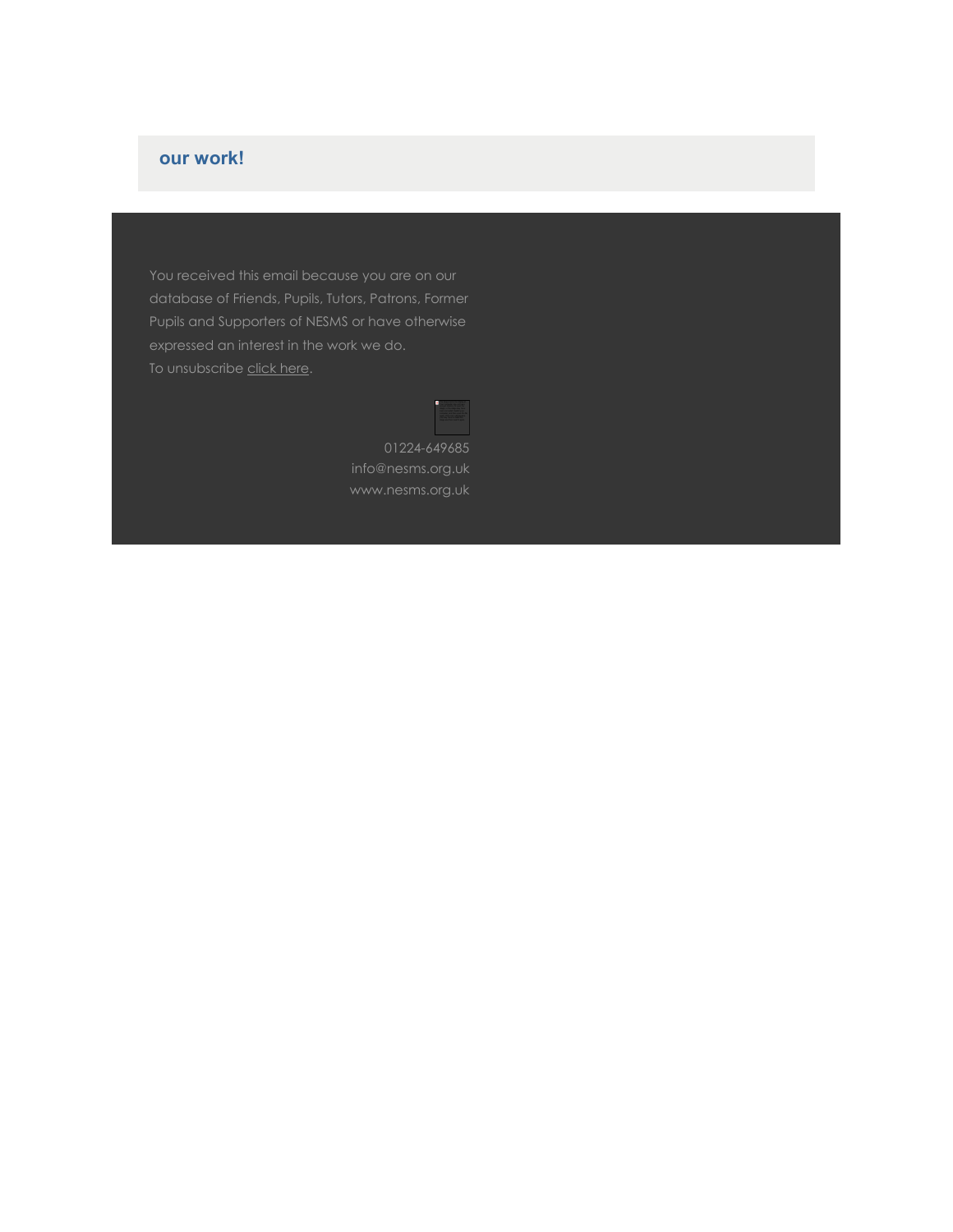**our work!**

You received this email because you are on our database of Friends, Pupils, Tutors, Patrons, Former Pupils and Supporters of NESMS or have otherwise expressed an interest in the work we do.
To unsubscribe click here.

01224-649685
info@nesms.org.uk
www.nesms.org.uk